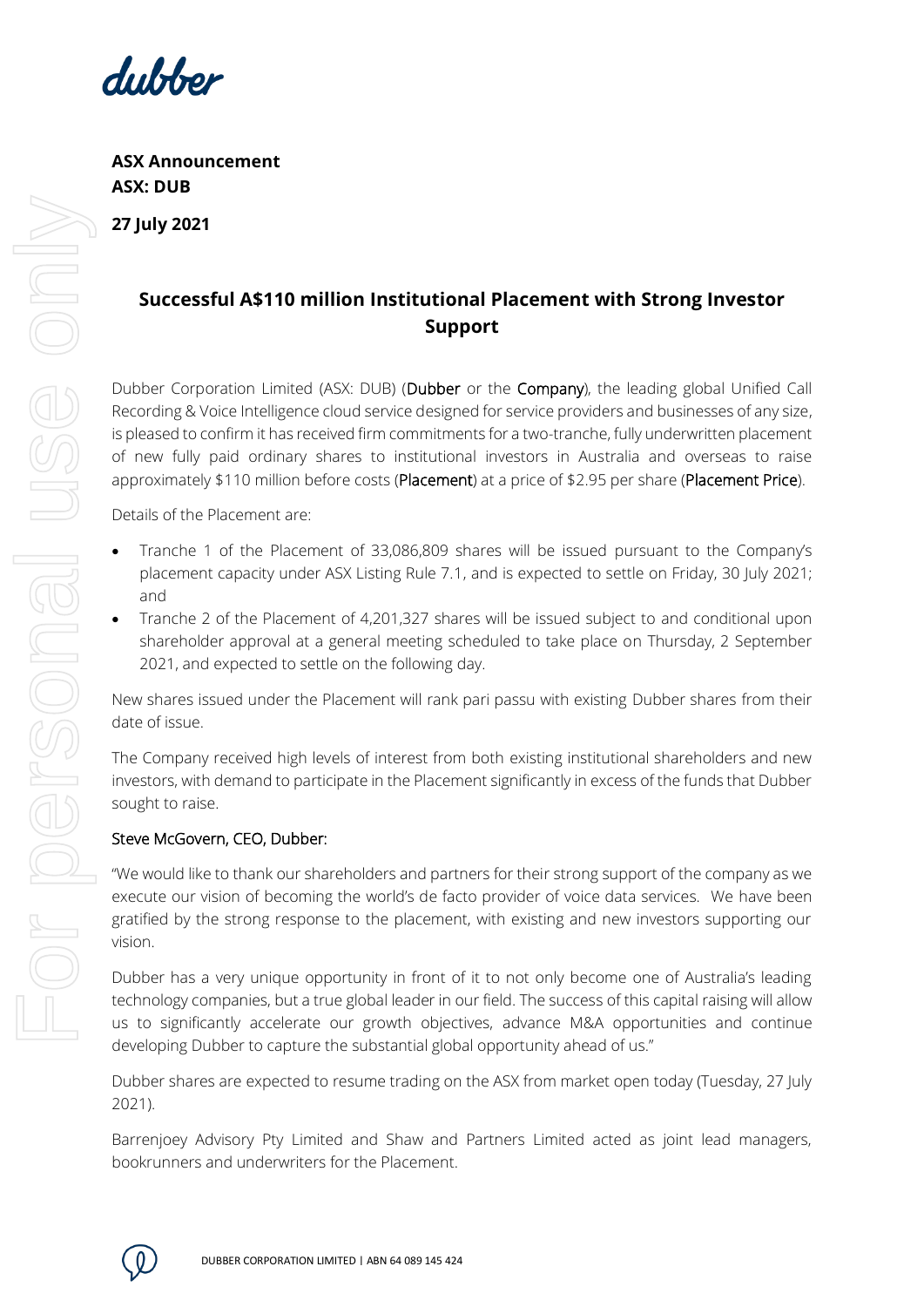**ASX Announcement**
**ASX: DUB**

**27 July 2021**

## Successful A$110 million Institutional Placement with Strong Investor Support

Dubber Corporation Limited (ASX: DUB) (Dubber or the Company), the leading global Unified Call Recording & Voice Intelligence cloud service designed for service providers and businesses of any size, is pleased to confirm it has received firm commitments for a two-tranche, fully underwritten placement of new fully paid ordinary shares to institutional investors in Australia and overseas to raise approximately $110 million before costs (Placement) at a price of $2.95 per share (Placement Price).

Details of the Placement are:

- Tranche 1 of the Placement of 33,086,809 shares will be issued pursuant to the Company's placement capacity under ASX Listing Rule 7.1, and is expected to settle on Friday, 30 July 2021; and
- Tranche 2 of the Placement of 4,201,327 shares will be issued subject to and conditional upon shareholder approval at a general meeting scheduled to take place on Thursday, 2 September 2021, and expected to settle on the following day.

New shares issued under the Placement will rank pari passu with existing Dubber shares from their date of issue.

The Company received high levels of interest from both existing institutional shareholders and new investors, with demand to participate in the Placement significantly in excess of the funds that Dubber sought to raise.

Steve McGovern, CEO, Dubber:

"We would like to thank our shareholders and partners for their strong support of the company as we execute our vision of becoming the world's de facto provider of voice data services. We have been gratified by the strong response to the placement, with existing and new investors supporting our vision.

Dubber has a very unique opportunity in front of it to not only become one of Australia's leading technology companies, but a true global leader in our field. The success of this capital raising will allow us to significantly accelerate our growth objectives, advance M&A opportunities and continue developing Dubber to capture the substantial global opportunity ahead of us."

Dubber shares are expected to resume trading on the ASX from market open today (Tuesday, 27 July 2021).

Barrenjoey Advisory Pty Limited and Shaw and Partners Limited acted as joint lead managers, bookrunners and underwriters for the Placement.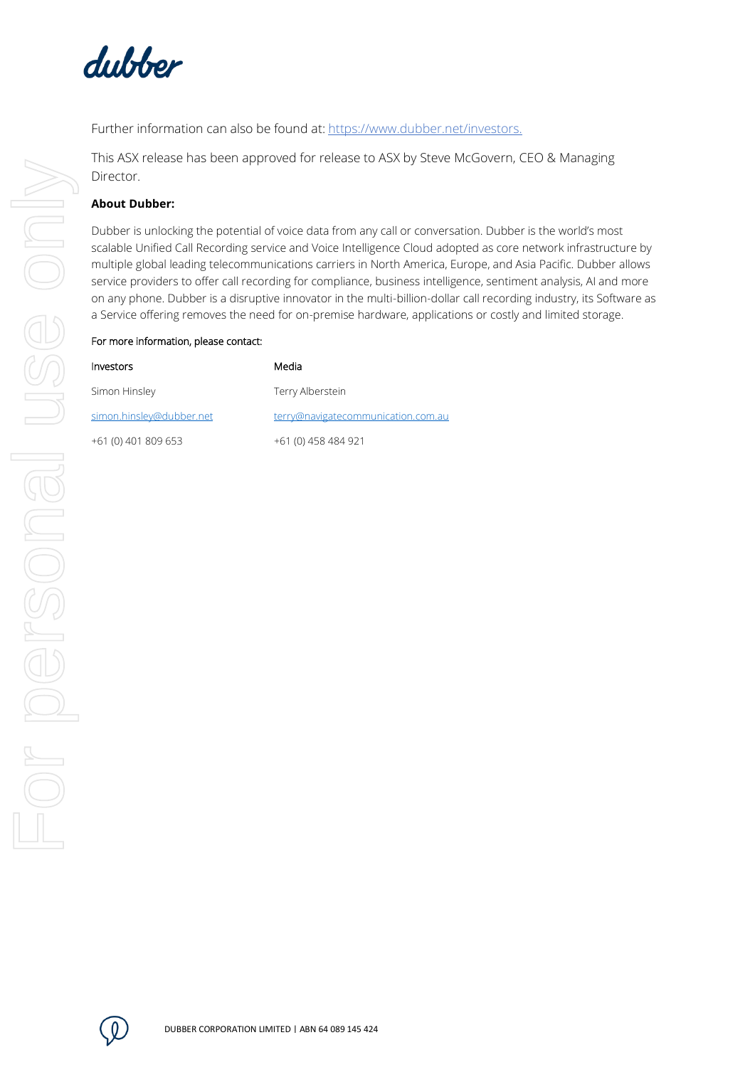Further information can also be found at: https://www.dubber.net/investors.

This ASX release has been approved for release to ASX by Steve McGovern, CEO & Managing Director.

**About Dubber:**

Dubber is unlocking the potential of voice data from any call or conversation. Dubber is the world's most scalable Unified Call Recording service and Voice Intelligence Cloud adopted as core network infrastructure by multiple global leading telecommunications carriers in North America, Europe, and Asia Pacific. Dubber allows service providers to offer call recording for compliance, business intelligence, sentiment analysis, AI and more on any phone. Dubber is a disruptive innovator in the multi-billion-dollar call recording industry, its Software as a Service offering removes the need for on-premise hardware, applications or costly and limited storage.

For more information, please contact:

| | |
|---|---|
| Investors | Media |
| Simon Hinsley | Terry Alberstein |
| simon.hinsley@dubber.net | terry@navigatecommunication.com.au |
| +61 (0) 401 809 653 | +61 (0) 458 484 921 |